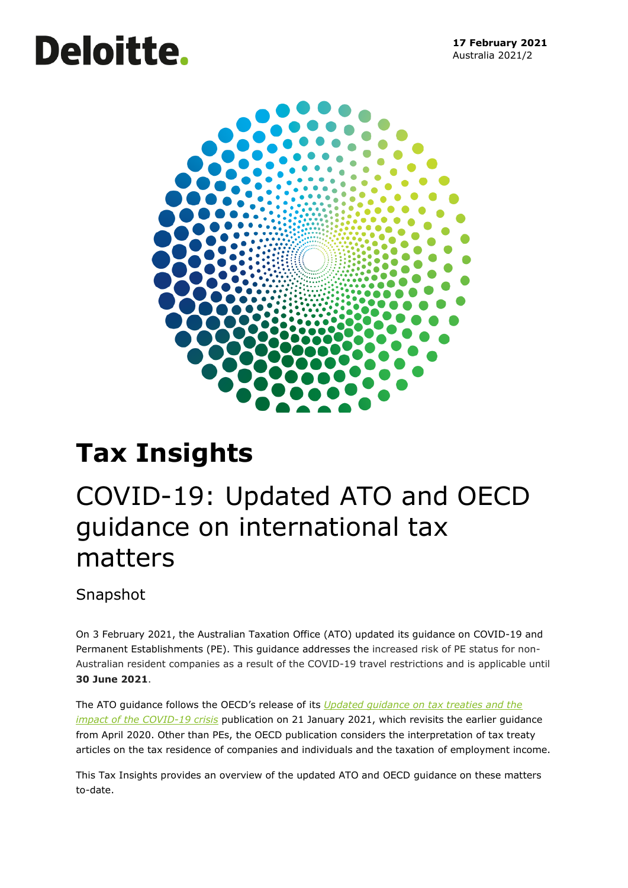Deloitte.

**17 February 2021**
Australia 2021/2

# Tax Insights

## COVID-19: Updated ATO and OECD guidance on international tax matters

### Snapshot

On 3 February 2021, the Australian Taxation Office (ATO) updated its guidance on COVID-19 and Permanent Establishments (PE). This guidance addresses the increased risk of PE status for non-Australian resident companies as a result of the COVID-19 travel restrictions and is applicable until **30 June 2021**.

The ATO guidance follows the OECD's release of its *Updated guidance on tax treaties and the impact of the COVID-19 crisis* publication on 21 January 2021, which revisits the earlier guidance from April 2020. Other than PEs, the OECD publication considers the interpretation of tax treaty articles on the tax residence of companies and individuals and the taxation of employment income.

This Tax Insights provides an overview of the updated ATO and OECD guidance on these matters to-date.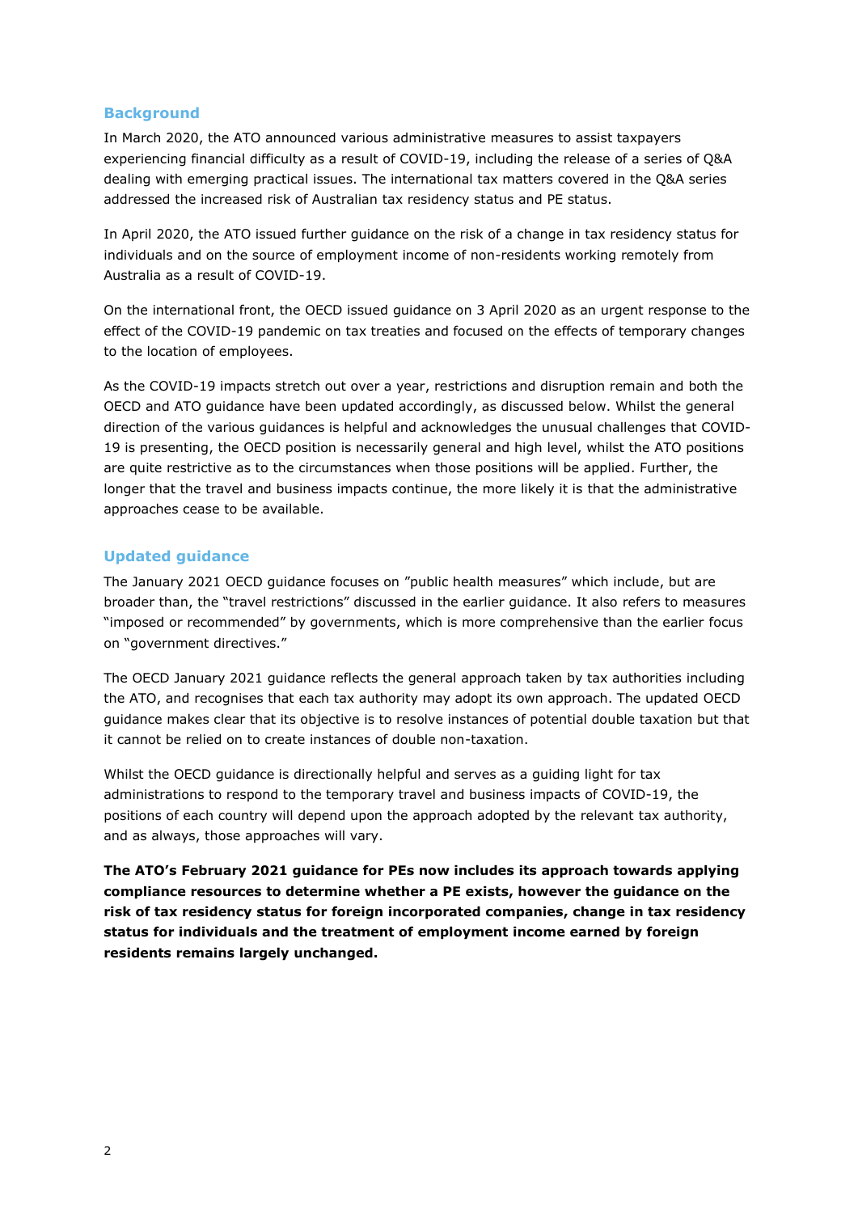## Background

In March 2020, the ATO announced various administrative measures to assist taxpayers experiencing financial difficulty as a result of COVID-19, including the release of a series of Q&A dealing with emerging practical issues. The international tax matters covered in the Q&A series addressed the increased risk of Australian tax residency status and PE status.

In April 2020, the ATO issued further guidance on the risk of a change in tax residency status for individuals and on the source of employment income of non-residents working remotely from Australia as a result of COVID-19.

On the international front, the OECD issued guidance on 3 April 2020 as an urgent response to the effect of the COVID-19 pandemic on tax treaties and focused on the effects of temporary changes to the location of employees.

As the COVID-19 impacts stretch out over a year, restrictions and disruption remain and both the OECD and ATO guidance have been updated accordingly, as discussed below. Whilst the general direction of the various guidances is helpful and acknowledges the unusual challenges that COVID-19 is presenting, the OECD position is necessarily general and high level, whilst the ATO positions are quite restrictive as to the circumstances when those positions will be applied. Further, the longer that the travel and business impacts continue, the more likely it is that the administrative approaches cease to be available.

## Updated guidance

The January 2021 OECD guidance focuses on "public health measures" which include, but are broader than, the "travel restrictions" discussed in the earlier guidance. It also refers to measures "imposed or recommended" by governments, which is more comprehensive than the earlier focus on "government directives."

The OECD January 2021 guidance reflects the general approach taken by tax authorities including the ATO, and recognises that each tax authority may adopt its own approach. The updated OECD guidance makes clear that its objective is to resolve instances of potential double taxation but that it cannot be relied on to create instances of double non-taxation.

Whilst the OECD guidance is directionally helpful and serves as a guiding light for tax administrations to respond to the temporary travel and business impacts of COVID-19, the positions of each country will depend upon the approach adopted by the relevant tax authority, and as always, those approaches will vary.

**The ATO's February 2021 guidance for PEs now includes its approach towards applying compliance resources to determine whether a PE exists, however the guidance on the risk of tax residency status for foreign incorporated companies, change in tax residency status for individuals and the treatment of employment income earned by foreign residents remains largely unchanged.**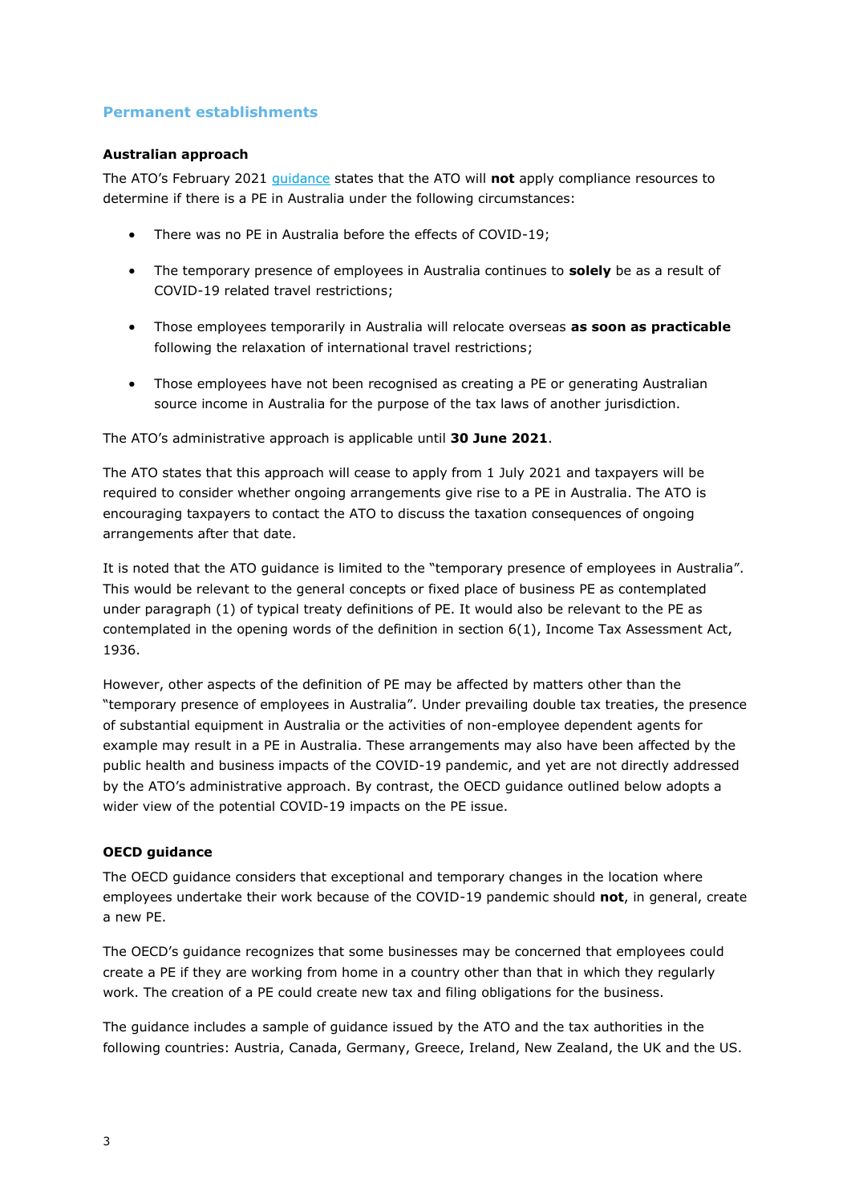## Permanent establishments

### Australian approach

The ATO's February 2021 [guidance](guidance) states that the ATO will **not** apply compliance resources to determine if there is a PE in Australia under the following circumstances:

- There was no PE in Australia before the effects of COVID-19;
- The temporary presence of employees in Australia continues to **solely** be as a result of COVID-19 related travel restrictions;
- Those employees temporarily in Australia will relocate overseas **as soon as practicable** following the relaxation of international travel restrictions;
- Those employees have not been recognised as creating a PE or generating Australian source income in Australia for the purpose of the tax laws of another jurisdiction.

The ATO's administrative approach is applicable until **30 June 2021**.

The ATO states that this approach will cease to apply from 1 July 2021 and taxpayers will be required to consider whether ongoing arrangements give rise to a PE in Australia. The ATO is encouraging taxpayers to contact the ATO to discuss the taxation consequences of ongoing arrangements after that date.

It is noted that the ATO guidance is limited to the "temporary presence of employees in Australia". This would be relevant to the general concepts or fixed place of business PE as contemplated under paragraph (1) of typical treaty definitions of PE. It would also be relevant to the PE as contemplated in the opening words of the definition in section 6(1), Income Tax Assessment Act, 1936.

However, other aspects of the definition of PE may be affected by matters other than the "temporary presence of employees in Australia". Under prevailing double tax treaties, the presence of substantial equipment in Australia or the activities of non-employee dependent agents for example may result in a PE in Australia. These arrangements may also have been affected by the public health and business impacts of the COVID-19 pandemic, and yet are not directly addressed by the ATO's administrative approach. By contrast, the OECD guidance outlined below adopts a wider view of the potential COVID-19 impacts on the PE issue.

### OECD guidance

The OECD guidance considers that exceptional and temporary changes in the location where employees undertake their work because of the COVID-19 pandemic should **not**, in general, create a new PE.

The OECD's guidance recognizes that some businesses may be concerned that employees could create a PE if they are working from home in a country other than that in which they regularly work. The creation of a PE could create new tax and filing obligations for the business.

The guidance includes a sample of guidance issued by the ATO and the tax authorities in the following countries: Austria, Canada, Germany, Greece, Ireland, New Zealand, the UK and the US.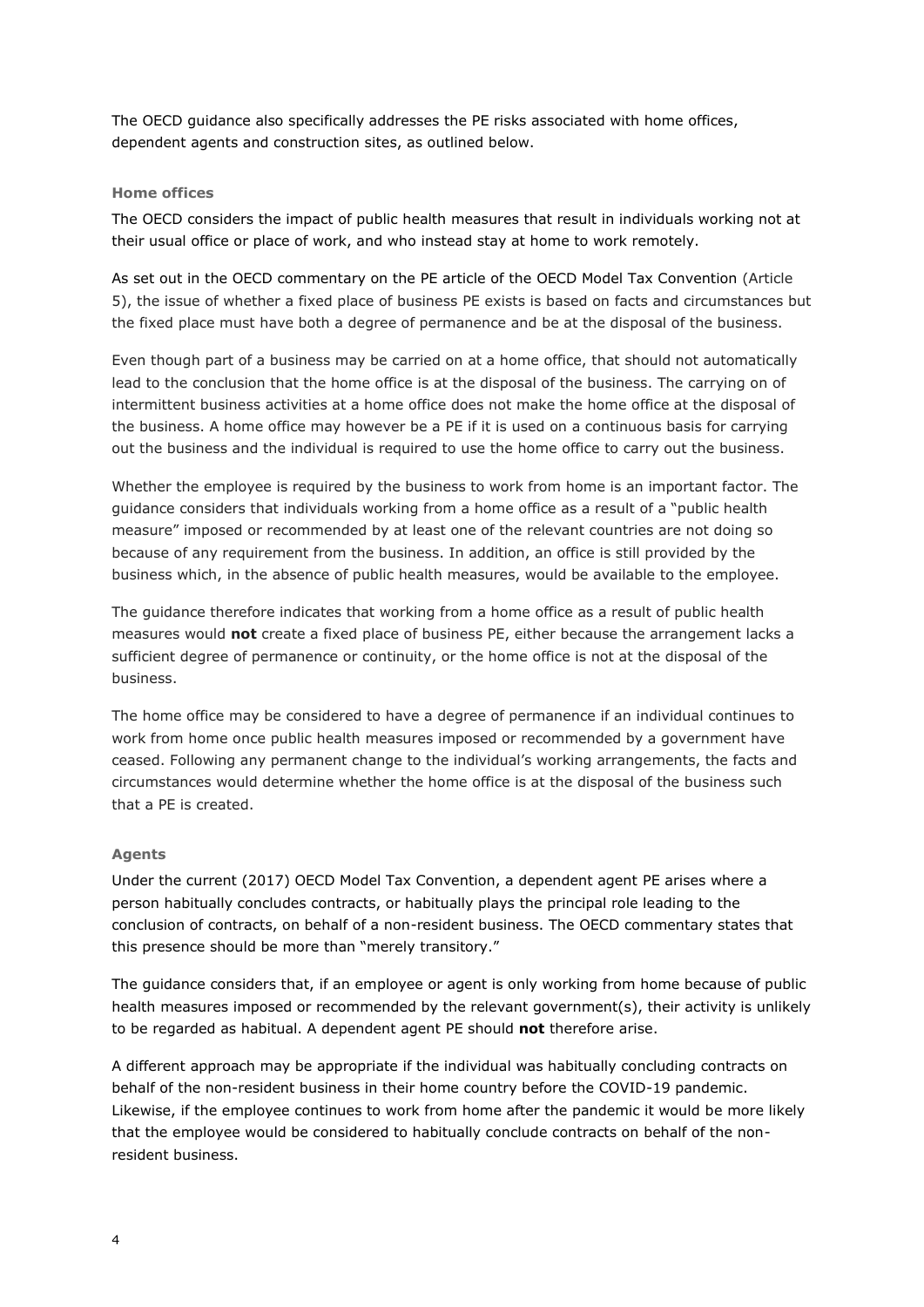The OECD guidance also specifically addresses the PE risks associated with home offices, dependent agents and construction sites, as outlined below.

### Home offices

The OECD considers the impact of public health measures that result in individuals working not at their usual office or place of work, and who instead stay at home to work remotely.

As set out in the OECD commentary on the PE article of the OECD Model Tax Convention (Article 5), the issue of whether a fixed place of business PE exists is based on facts and circumstances but the fixed place must have both a degree of permanence and be at the disposal of the business.

Even though part of a business may be carried on at a home office, that should not automatically lead to the conclusion that the home office is at the disposal of the business. The carrying on of intermittent business activities at a home office does not make the home office at the disposal of the business. A home office may however be a PE if it is used on a continuous basis for carrying out the business and the individual is required to use the home office to carry out the business.

Whether the employee is required by the business to work from home is an important factor. The guidance considers that individuals working from a home office as a result of a "public health measure" imposed or recommended by at least one of the relevant countries are not doing so because of any requirement from the business. In addition, an office is still provided by the business which, in the absence of public health measures, would be available to the employee.

The guidance therefore indicates that working from a home office as a result of public health measures would **not** create a fixed place of business PE, either because the arrangement lacks a sufficient degree of permanence or continuity, or the home office is not at the disposal of the business.

The home office may be considered to have a degree of permanence if an individual continues to work from home once public health measures imposed or recommended by a government have ceased. Following any permanent change to the individual's working arrangements, the facts and circumstances would determine whether the home office is at the disposal of the business such that a PE is created.

### Agents

Under the current (2017) OECD Model Tax Convention, a dependent agent PE arises where a person habitually concludes contracts, or habitually plays the principal role leading to the conclusion of contracts, on behalf of a non-resident business. The OECD commentary states that this presence should be more than "merely transitory."

The guidance considers that, if an employee or agent is only working from home because of public health measures imposed or recommended by the relevant government(s), their activity is unlikely to be regarded as habitual. A dependent agent PE should **not** therefore arise.

A different approach may be appropriate if the individual was habitually concluding contracts on behalf of the non-resident business in their home country before the COVID-19 pandemic. Likewise, if the employee continues to work from home after the pandemic it would be more likely that the employee would be considered to habitually conclude contracts on behalf of the non-resident business.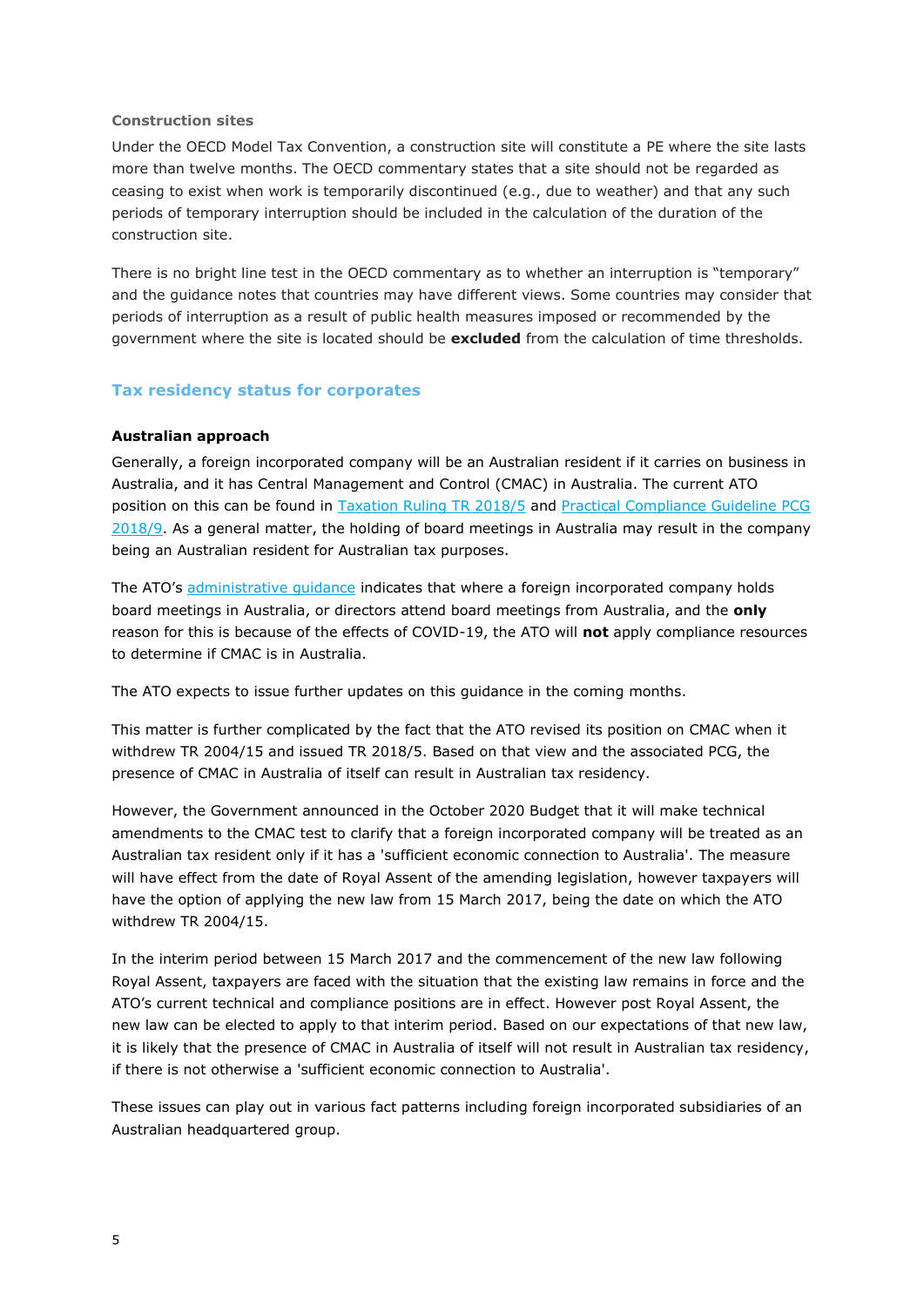**Construction sites**

Under the OECD Model Tax Convention, a construction site will constitute a PE where the site lasts more than twelve months. The OECD commentary states that a site should not be regarded as ceasing to exist when work is temporarily discontinued (e.g., due to weather) and that any such periods of temporary interruption should be included in the calculation of the duration of the construction site.

There is no bright line test in the OECD commentary as to whether an interruption is "temporary" and the guidance notes that countries may have different views. Some countries may consider that periods of interruption as a result of public health measures imposed or recommended by the government where the site is located should be **excluded** from the calculation of time thresholds.

## Tax residency status for corporates

### Australian approach

Generally, a foreign incorporated company will be an Australian resident if it carries on business in Australia, and it has Central Management and Control (CMAC) in Australia. The current ATO position on this can be found in Taxation Ruling TR 2018/5 and Practical Compliance Guideline PCG 2018/9. As a general matter, the holding of board meetings in Australia may result in the company being an Australian resident for Australian tax purposes.

The ATO's administrative guidance indicates that where a foreign incorporated company holds board meetings in Australia, or directors attend board meetings from Australia, and the **only** reason for this is because of the effects of COVID-19, the ATO will **not** apply compliance resources to determine if CMAC is in Australia.

The ATO expects to issue further updates on this guidance in the coming months.

This matter is further complicated by the fact that the ATO revised its position on CMAC when it withdrew TR 2004/15 and issued TR 2018/5. Based on that view and the associated PCG, the presence of CMAC in Australia of itself can result in Australian tax residency.

However, the Government announced in the October 2020 Budget that it will make technical amendments to the CMAC test to clarify that a foreign incorporated company will be treated as an Australian tax resident only if it has a 'sufficient economic connection to Australia'. The measure will have effect from the date of Royal Assent of the amending legislation, however taxpayers will have the option of applying the new law from 15 March 2017, being the date on which the ATO withdrew TR 2004/15.

In the interim period between 15 March 2017 and the commencement of the new law following Royal Assent, taxpayers are faced with the situation that the existing law remains in force and the ATO's current technical and compliance positions are in effect. However post Royal Assent, the new law can be elected to apply to that interim period. Based on our expectations of that new law, it is likely that the presence of CMAC in Australia of itself will not result in Australian tax residency, if there is not otherwise a 'sufficient economic connection to Australia'.

These issues can play out in various fact patterns including foreign incorporated subsidiaries of an Australian headquartered group.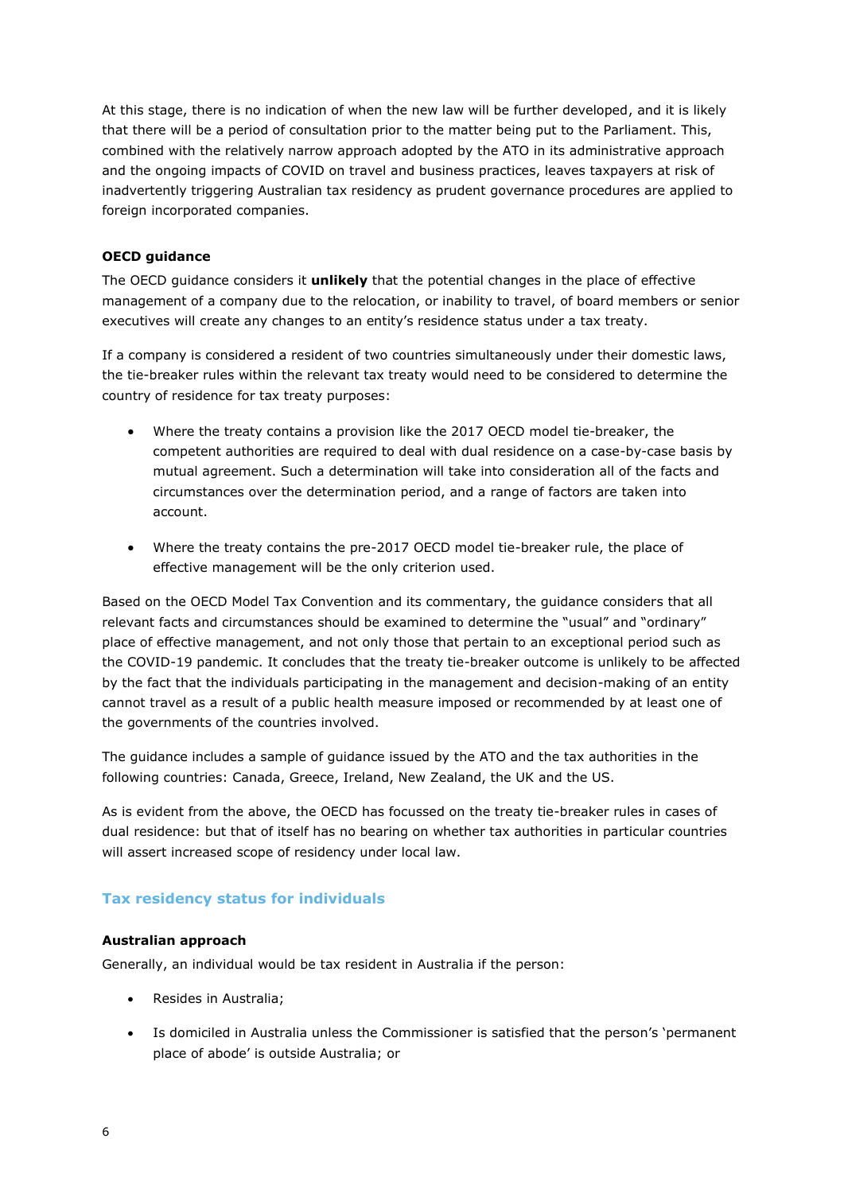At this stage, there is no indication of when the new law will be further developed, and it is likely that there will be a period of consultation prior to the matter being put to the Parliament. This, combined with the relatively narrow approach adopted by the ATO in its administrative approach and the ongoing impacts of COVID on travel and business practices, leaves taxpayers at risk of inadvertently triggering Australian tax residency as prudent governance procedures are applied to foreign incorporated companies.

**OECD guidance**

The OECD guidance considers it **unlikely** that the potential changes in the place of effective management of a company due to the relocation, or inability to travel, of board members or senior executives will create any changes to an entity's residence status under a tax treaty.

If a company is considered a resident of two countries simultaneously under their domestic laws, the tie-breaker rules within the relevant tax treaty would need to be considered to determine the country of residence for tax treaty purposes:

- Where the treaty contains a provision like the 2017 OECD model tie-breaker, the competent authorities are required to deal with dual residence on a case-by-case basis by mutual agreement. Such a determination will take into consideration all of the facts and circumstances over the determination period, and a range of factors are taken into account.
- Where the treaty contains the pre-2017 OECD model tie-breaker rule, the place of effective management will be the only criterion used.

Based on the OECD Model Tax Convention and its commentary, the guidance considers that all relevant facts and circumstances should be examined to determine the "usual" and "ordinary" place of effective management, and not only those that pertain to an exceptional period such as the COVID-19 pandemic. It concludes that the treaty tie-breaker outcome is unlikely to be affected by the fact that the individuals participating in the management and decision-making of an entity cannot travel as a result of a public health measure imposed or recommended by at least one of the governments of the countries involved.

The guidance includes a sample of guidance issued by the ATO and the tax authorities in the following countries: Canada, Greece, Ireland, New Zealand, the UK and the US.

As is evident from the above, the OECD has focussed on the treaty tie-breaker rules in cases of dual residence: but that of itself has no bearing on whether tax authorities in particular countries will assert increased scope of residency under local law.

## Tax residency status for individuals

**Australian approach**

Generally, an individual would be tax resident in Australia if the person:

- Resides in Australia;
- Is domiciled in Australia unless the Commissioner is satisfied that the person's 'permanent place of abode' is outside Australia; or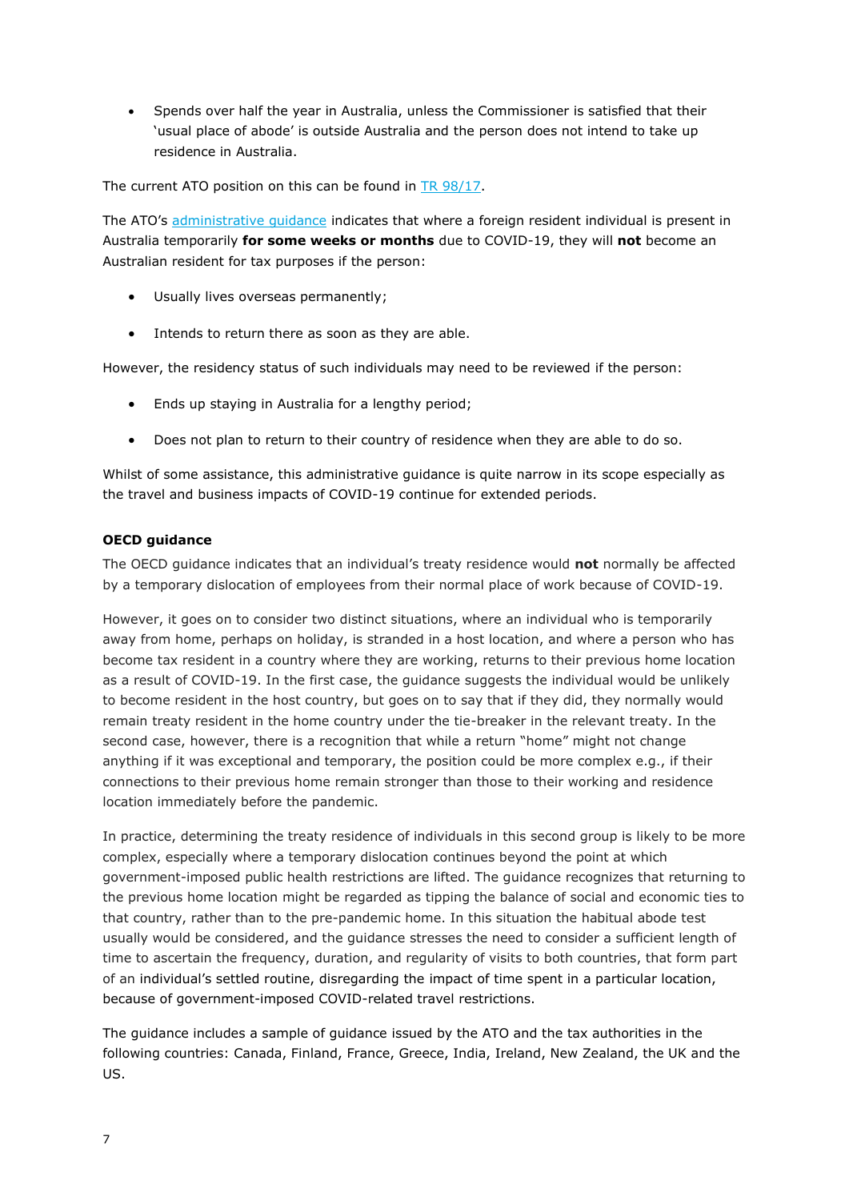- Spends over half the year in Australia, unless the Commissioner is satisfied that their 'usual place of abode' is outside Australia and the person does not intend to take up residence in Australia.

The current ATO position on this can be found in TR 98/17.

The ATO's administrative guidance indicates that where a foreign resident individual is present in Australia temporarily **for some weeks or months** due to COVID-19, they will **not** become an Australian resident for tax purposes if the person:

- Usually lives overseas permanently;
- Intends to return there as soon as they are able.

However, the residency status of such individuals may need to be reviewed if the person:

- Ends up staying in Australia for a lengthy period;
- Does not plan to return to their country of residence when they are able to do so.

Whilst of some assistance, this administrative guidance is quite narrow in its scope especially as the travel and business impacts of COVID-19 continue for extended periods.

**OECD guidance**

The OECD guidance indicates that an individual's treaty residence would **not** normally be affected by a temporary dislocation of employees from their normal place of work because of COVID-19.

However, it goes on to consider two distinct situations, where an individual who is temporarily away from home, perhaps on holiday, is stranded in a host location, and where a person who has become tax resident in a country where they are working, returns to their previous home location as a result of COVID-19. In the first case, the guidance suggests the individual would be unlikely to become resident in the host country, but goes on to say that if they did, they normally would remain treaty resident in the home country under the tie-breaker in the relevant treaty. In the second case, however, there is a recognition that while a return "home" might not change anything if it was exceptional and temporary, the position could be more complex e.g., if their connections to their previous home remain stronger than those to their working and residence location immediately before the pandemic.

In practice, determining the treaty residence of individuals in this second group is likely to be more complex, especially where a temporary dislocation continues beyond the point at which government-imposed public health restrictions are lifted. The guidance recognizes that returning to the previous home location might be regarded as tipping the balance of social and economic ties to that country, rather than to the pre-pandemic home. In this situation the habitual abode test usually would be considered, and the guidance stresses the need to consider a sufficient length of time to ascertain the frequency, duration, and regularity of visits to both countries, that form part of an individual's settled routine, disregarding the impact of time spent in a particular location, because of government-imposed COVID-related travel restrictions.

The guidance includes a sample of guidance issued by the ATO and the tax authorities in the following countries: Canada, Finland, France, Greece, India, Ireland, New Zealand, the UK and the US.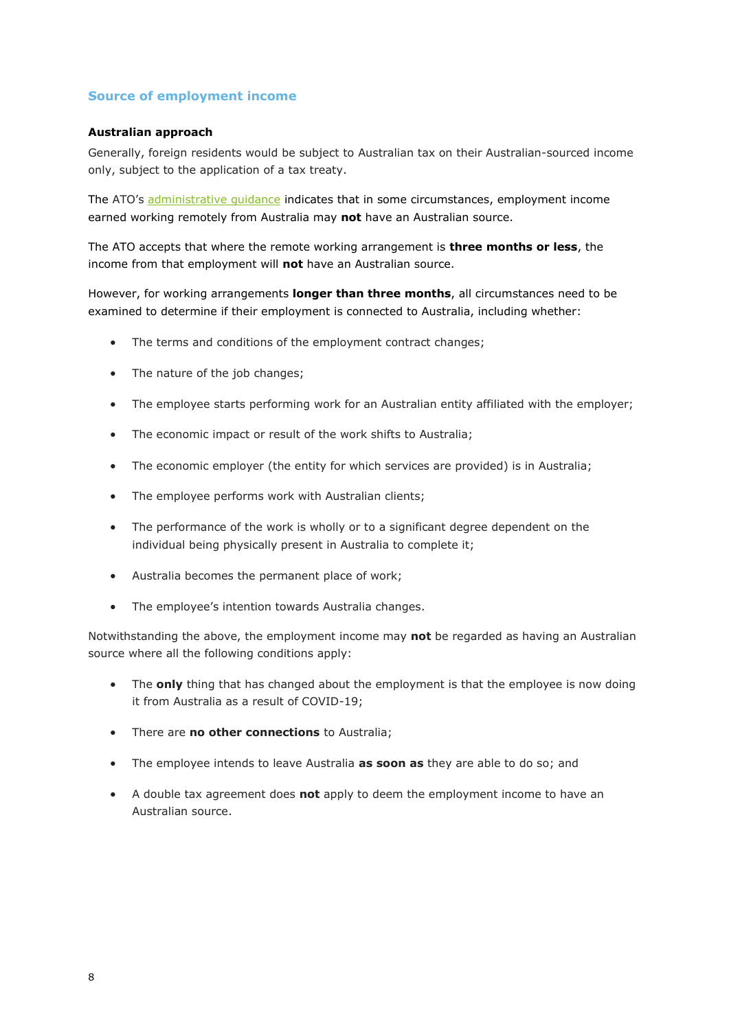## Source of employment income

### Australian approach

Generally, foreign residents would be subject to Australian tax on their Australian-sourced income only, subject to the application of a tax treaty.

The ATO's administrative guidance indicates that in some circumstances, employment income earned working remotely from Australia may **not** have an Australian source.

The ATO accepts that where the remote working arrangement is **three months or less**, the income from that employment will **not** have an Australian source.

However, for working arrangements **longer than three months**, all circumstances need to be examined to determine if their employment is connected to Australia, including whether:

- The terms and conditions of the employment contract changes;
- The nature of the job changes;
- The employee starts performing work for an Australian entity affiliated with the employer;
- The economic impact or result of the work shifts to Australia;
- The economic employer (the entity for which services are provided) is in Australia;
- The employee performs work with Australian clients;
- The performance of the work is wholly or to a significant degree dependent on the individual being physically present in Australia to complete it;
- Australia becomes the permanent place of work;
- The employee's intention towards Australia changes.

Notwithstanding the above, the employment income may **not** be regarded as having an Australian source where all the following conditions apply:

- The **only** thing that has changed about the employment is that the employee is now doing it from Australia as a result of COVID-19;
- There are **no other connections** to Australia;
- The employee intends to leave Australia **as soon as** they are able to do so; and
- A double tax agreement does **not** apply to deem the employment income to have an Australian source.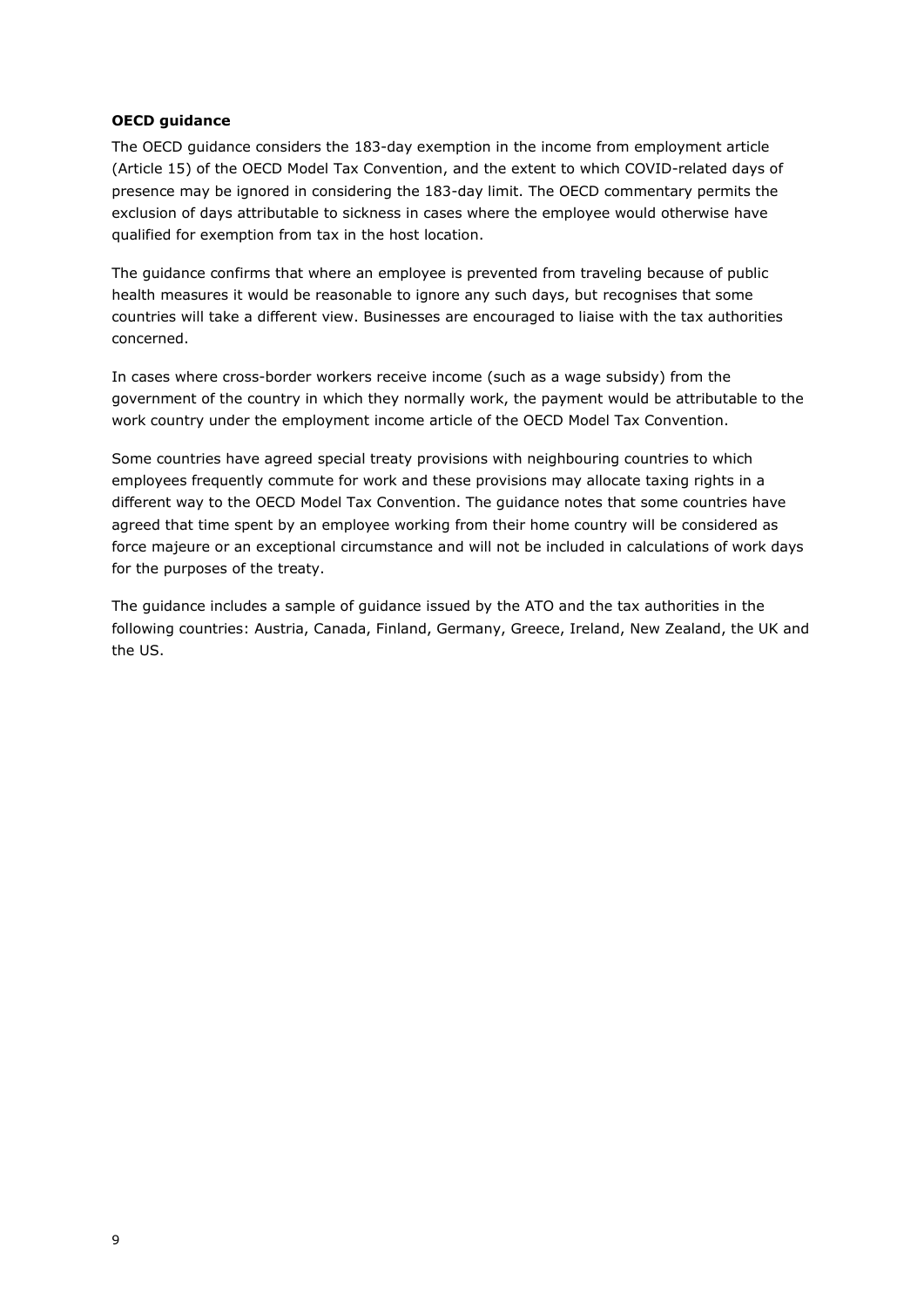**OECD guidance**

The OECD guidance considers the 183-day exemption in the income from employment article (Article 15) of the OECD Model Tax Convention, and the extent to which COVID-related days of presence may be ignored in considering the 183-day limit. The OECD commentary permits the exclusion of days attributable to sickness in cases where the employee would otherwise have qualified for exemption from tax in the host location.

The guidance confirms that where an employee is prevented from traveling because of public health measures it would be reasonable to ignore any such days, but recognises that some countries will take a different view. Businesses are encouraged to liaise with the tax authorities concerned.

In cases where cross-border workers receive income (such as a wage subsidy) from the government of the country in which they normally work, the payment would be attributable to the work country under the employment income article of the OECD Model Tax Convention.

Some countries have agreed special treaty provisions with neighbouring countries to which employees frequently commute for work and these provisions may allocate taxing rights in a different way to the OECD Model Tax Convention. The guidance notes that some countries have agreed that time spent by an employee working from their home country will be considered as force majeure or an exceptional circumstance and will not be included in calculations of work days for the purposes of the treaty.

The guidance includes a sample of guidance issued by the ATO and the tax authorities in the following countries: Austria, Canada, Finland, Germany, Greece, Ireland, New Zealand, the UK and the US.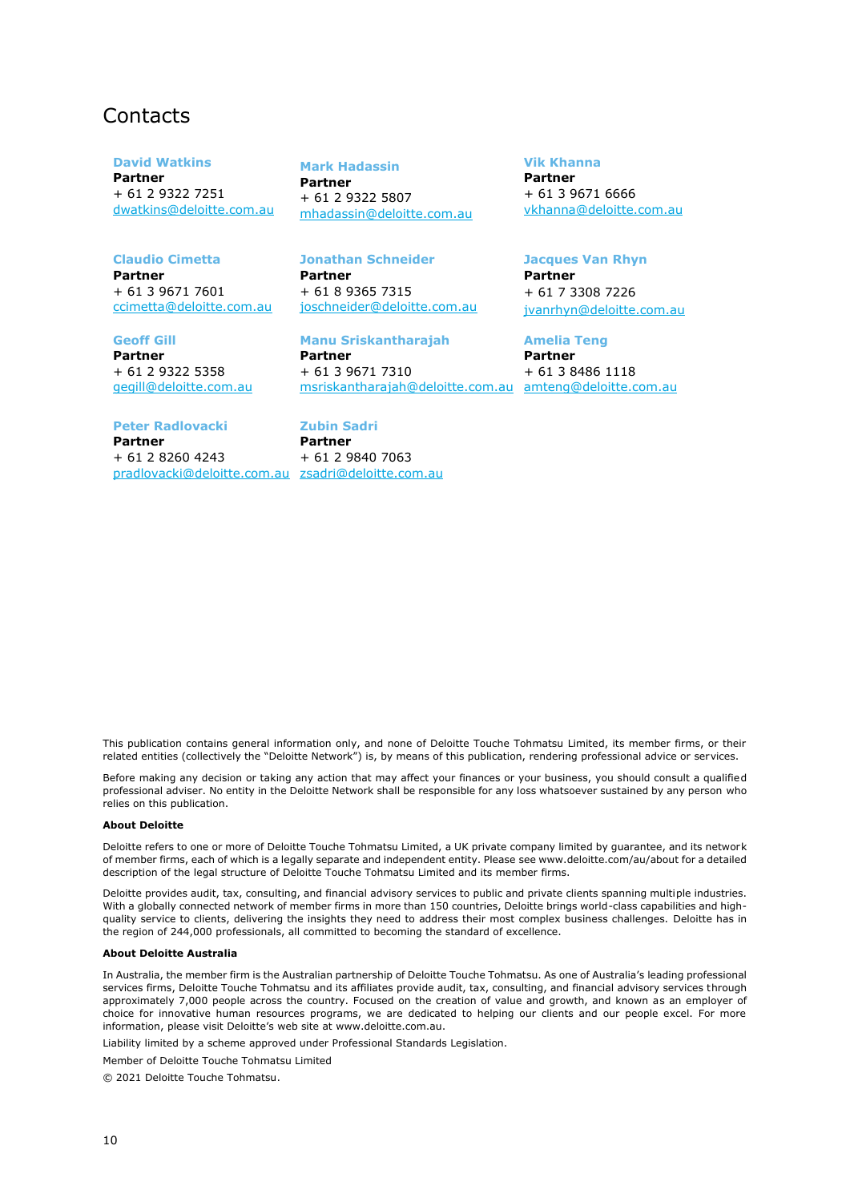# Contacts

**David Watkins**
**Partner**
+ 61 2 9322 7251
dwatkins@deloitte.com.au

**Mark Hadassin**
**Partner**
+ 61 2 9322 5807
mhadassin@deloitte.com.au

**Vik Khanna**
**Partner**
+ 61 3 9671 6666
vkhanna@deloitte.com.au

**Claudio Cimetta**
**Partner**
+ 61 3 9671 7601
ccimetta@deloitte.com.au

**Jonathan Schneider**
**Partner**
+ 61 8 9365 7315
joschneider@deloitte.com.au

**Jacques Van Rhyn**
**Partner**
+ 61 7 3308 7226
jvanrhyn@deloitte.com.au

**Geoff Gill**
**Partner**
+ 61 2 9322 5358
gegill@deloitte.com.au

**Manu Sriskantharajah**
**Partner**
+ 61 3 9671 7310
msriskantharajah@deloitte.com.au

**Amelia Teng**
**Partner**
+ 61 3 8486 1118
amteng@deloitte.com.au

**Peter Radlovacki**
**Partner**
+ 61 2 8260 4243
pradlovacki@deloitte.com.au

**Zubin Sadri**
**Partner**
+ 61 2 9840 7063
zsadri@deloitte.com.au

This publication contains general information only, and none of Deloitte Touche Tohmatsu Limited, its member firms, or their related entities (collectively the "Deloitte Network") is, by means of this publication, rendering professional advice or services.

Before making any decision or taking any action that may affect your finances or your business, you should consult a qualified professional adviser. No entity in the Deloitte Network shall be responsible for any loss whatsoever sustained by any person who relies on this publication.

**About Deloitte**

Deloitte refers to one or more of Deloitte Touche Tohmatsu Limited, a UK private company limited by guarantee, and its network of member firms, each of which is a legally separate and independent entity. Please see www.deloitte.com/au/about for a detailed description of the legal structure of Deloitte Touche Tohmatsu Limited and its member firms.

Deloitte provides audit, tax, consulting, and financial advisory services to public and private clients spanning multiple industries. With a globally connected network of member firms in more than 150 countries, Deloitte brings world-class capabilities and high-quality service to clients, delivering the insights they need to address their most complex business challenges. Deloitte has in the region of 244,000 professionals, all committed to becoming the standard of excellence.

**About Deloitte Australia**

In Australia, the member firm is the Australian partnership of Deloitte Touche Tohmatsu. As one of Australia's leading professional services firms, Deloitte Touche Tohmatsu and its affiliates provide audit, tax, consulting, and financial advisory services through approximately 7,000 people across the country. Focused on the creation of value and growth, and known as an employer of choice for innovative human resources programs, we are dedicated to helping our clients and our people excel. For more information, please visit Deloitte's web site at www.deloitte.com.au.

Liability limited by a scheme approved under Professional Standards Legislation.

Member of Deloitte Touche Tohmatsu Limited

© 2021 Deloitte Touche Tohmatsu.